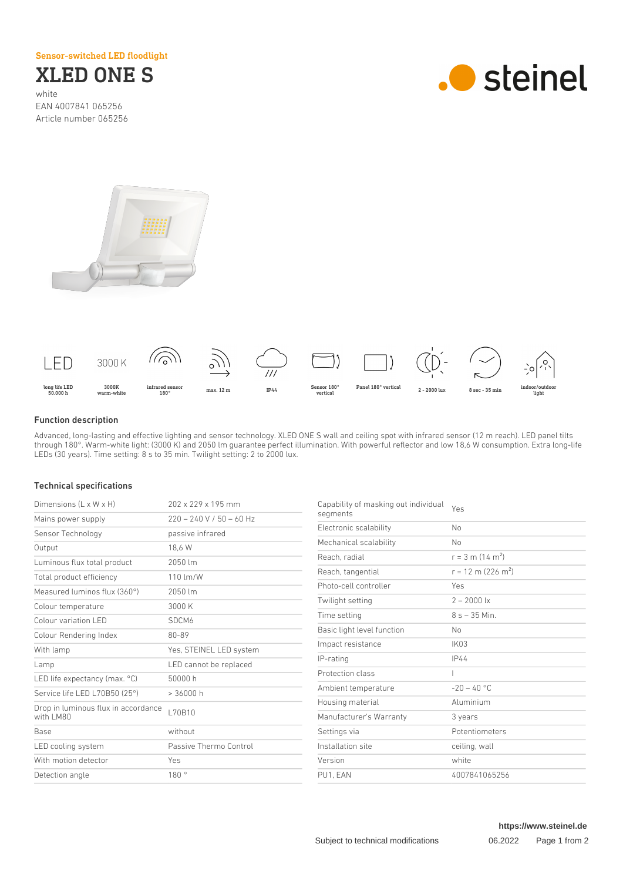Sensor-switched LED floodlight

# XLED ONE S

white
EAN 4007841 065256
Article number 065256

steinel

LED — long life LED 50.000 h
3000 K — 3000K warm-white
infrared sensor 180°
max. 12 m
IP44
Sensor 180° vertical
Panel 180° vertical
2 - 2000 lux
8 sec - 35 min
indoor/outdoor light

## Function description

Advanced, long-lasting and effective lighting and sensor technology. XLED ONE S wall and ceiling spot with infrared sensor (12 m reach). LED panel tilts through 180°. Warm-white light: (3000 K) and 2050 lm guarantee perfect illumination. With powerful reflector and low 18,6 W consumption. Extra long-life LEDs (30 years). Time setting: 8 s to 35 min. Twilight setting: 2 to 2000 lux.

## Technical specifications

| | |
|---|---|
| Dimensions (L x W x H) | 202 x 229 x 195 mm |
| Mains power supply | 220 – 240 V / 50 – 60 Hz |
| Sensor Technology | passive infrared |
| Output | 18,6 W |
| Luminous flux total product | 2050 lm |
| Total product efficiency | 110 lm/W |
| Measured luminos flux (360°) | 2050 lm |
| Colour temperature | 3000 K |
| Colour variation LED | SDCM6 |
| Colour Rendering Index | 80-89 |
| With lamp | Yes, STEINEL LED system |
| Lamp | LED cannot be replaced |
| LED life expectancy (max. °C) | 50000 h |
| Service life LED L70B50 (25°) | > 36000 h |
| Drop in luminous flux in accordance with LM80 | L70B10 |
| Base | without |
| LED cooling system | Passive Thermo Control |
| With motion detector | Yes |
| Detection angle | 180 ° |
| Capability of masking out individual segments | Yes |
| Electronic scalability | No |
| Mechanical scalability | No |
| Reach, radial | r = 3 m (14 m$^2$) |
| Reach, tangential | r = 12 m (226 m$^2$) |
| Photo-cell controller | Yes |
| Twilight setting | 2 – 2000 lx |
| Time setting | 8 s – 35 Min. |
| Basic light level function | No |
| Impact resistance | IK03 |
| IP-rating | IP44 |
| Protection class | I |
| Ambient temperature | -20 – 40 °C |
| Housing material | Aluminium |
| Manufacturer's Warranty | 3 years |
| Settings via | Potentiometers |
| Installation site | ceiling, wall |
| Version | white |
| PU1, EAN | 4007841065256 |

https://www.steinel.de

Subject to technical modifications 06.2022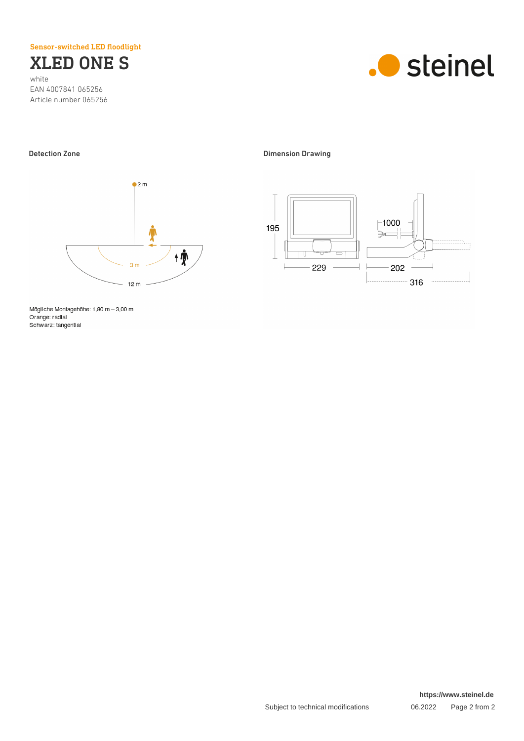Sensor-switched LED floodlight

# XLED ONE S

white
EAN 4007841 065256
Article number 065256

steinel

## Detection Zone

2 m
3 m
12 m

Mögliche Montagehöhe: 1,80 m – 3,00 m
Orange: radial
Schwarz: tangential

## Dimension Drawing

195
229
1000
202
316

https://www.steinel.de

Subject to technical modifications    06.2022